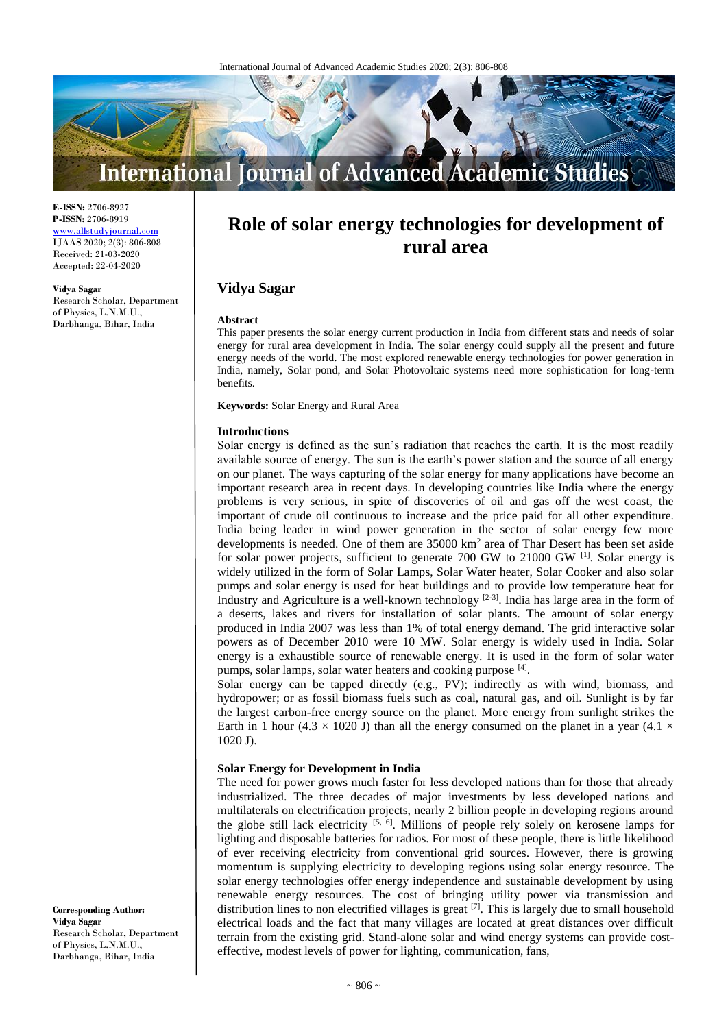**E-ISSN:** 2706-8927
**P-ISSN:** 2706-8919
www.allstudyjournal.com
IJAAS 2020; 2(3): 806-808
Received: 21-03-2020
Accepted: 22-04-2020

**Vidya Sagar**
Research Scholar, Department of Physics, L.N.M.U., Darbhanga, Bihar, India

**Corresponding Author:**
**Vidya Sagar**
Research Scholar, Department of Physics, L.N.M.U., Darbhanga, Bihar, India

# Role of solar energy technologies for development of rural area

## Vidya Sagar

### Abstract

This paper presents the solar energy current production in India from different stats and needs of solar energy for rural area development in India. The solar energy could supply all the present and future energy needs of the world. The most explored renewable energy technologies for power generation in India, namely, Solar pond, and Solar Photovoltaic systems need more sophistication for long-term benefits.

**Keywords:** Solar Energy and Rural Area

### Introductions

Solar energy is defined as the sun's radiation that reaches the earth. It is the most readily available source of energy. The sun is the earth's power station and the source of all energy on our planet. The ways capturing of the solar energy for many applications have become an important research area in recent days. In developing countries like India where the energy problems is very serious, in spite of discoveries of oil and gas off the west coast, the important of crude oil continuous to increase and the price paid for all other expenditure. India being leader in wind power generation in the sector of solar energy few more developments is needed. One of them are 35000 km$^2$ area of Thar Desert has been set aside for solar power projects, sufficient to generate 700 GW to 21000 GW [1]. Solar energy is widely utilized in the form of Solar Lamps, Solar Water heater, Solar Cooker and also solar pumps and solar energy is used for heat buildings and to provide low temperature heat for Industry and Agriculture is a well-known technology [2-3]. India has large area in the form of a deserts, lakes and rivers for installation of solar plants. The amount of solar energy produced in India 2007 was less than 1% of total energy demand. The grid interactive solar powers as of December 2010 were 10 MW. Solar energy is widely used in India. Solar energy is a exhaustible source of renewable energy. It is used in the form of solar water pumps, solar lamps, solar water heaters and cooking purpose [4].

Solar energy can be tapped directly (e.g., PV); indirectly as with wind, biomass, and hydropower; or as fossil biomass fuels such as coal, natural gas, and oil. Sunlight is by far the largest carbon-free energy source on the planet. More energy from sunlight strikes the Earth in 1 hour ($4.3 \times 1020$ J) than all the energy consumed on the planet in a year ($4.1 \times 1020$ J).

### Solar Energy for Development in India

The need for power grows much faster for less developed nations than for those that already industrialized. The three decades of major investments by less developed nations and multilaterals on electrification projects, nearly 2 billion people in developing regions around the globe still lack electricity [5, 6]. Millions of people rely solely on kerosene lamps for lighting and disposable batteries for radios. For most of these people, there is little likelihood of ever receiving electricity from conventional grid sources. However, there is growing momentum is supplying electricity to developing regions using solar energy resource. The solar energy technologies offer energy independence and sustainable development by using renewable energy resources. The cost of bringing utility power via transmission and distribution lines to non electrified villages is great [7]. This is largely due to small household electrical loads and the fact that many villages are located at great distances over difficult terrain from the existing grid. Stand-alone solar and wind energy systems can provide cost-effective, modest levels of power for lighting, communication, fans,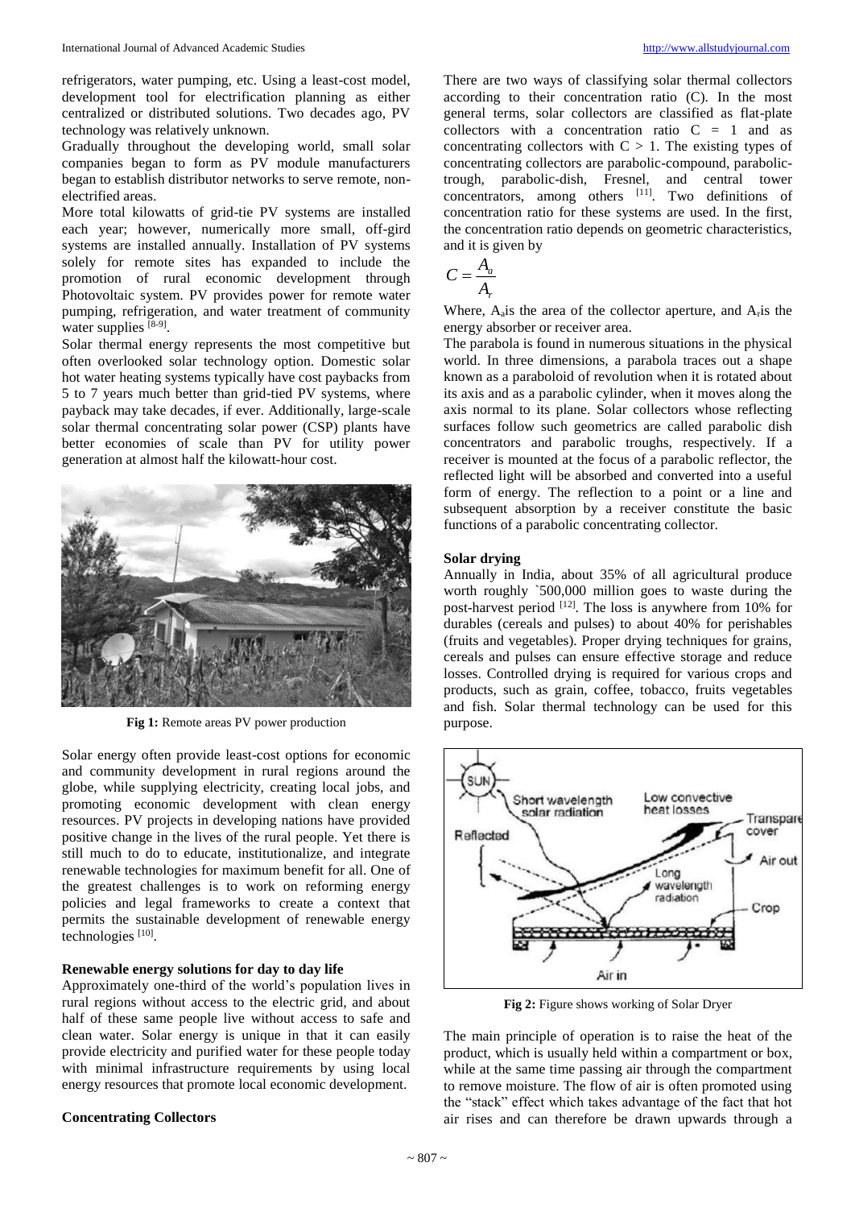refrigerators, water pumping, etc. Using a least-cost model, development tool for electrification planning as either centralized or distributed solutions. Two decades ago, PV technology was relatively unknown.

Gradually throughout the developing world, small solar companies began to form as PV module manufacturers began to establish distributor networks to serve remote, non-electrified areas.

More total kilowatts of grid-tie PV systems are installed each year; however, numerically more small, off-gird systems are installed annually. Installation of PV systems solely for remote sites has expanded to include the promotion of rural economic development through Photovoltaic system. PV provides power for remote water pumping, refrigeration, and water treatment of community water supplies [8-9].

Solar thermal energy represents the most competitive but often overlooked solar technology option. Domestic solar hot water heating systems typically have cost paybacks from 5 to 7 years much better than grid-tied PV systems, where payback may take decades, if ever. Additionally, large-scale solar thermal concentrating solar power (CSP) plants have better economies of scale than PV for utility power generation at almost half the kilowatt-hour cost.

**Fig 1:** Remote areas PV power production

Solar energy often provide least-cost options for economic and community development in rural regions around the globe, while supplying electricity, creating local jobs, and promoting economic development with clean energy resources. PV projects in developing nations have provided positive change in the lives of the rural people. Yet there is still much to do to educate, institutionalize, and integrate renewable technologies for maximum benefit for all. One of the greatest challenges is to work on reforming energy policies and legal frameworks to create a context that permits the sustainable development of renewable energy technologies [10].

**Renewable energy solutions for day to day life**

Approximately one-third of the world's population lives in rural regions without access to the electric grid, and about half of these same people live without access to safe and clean water. Solar energy is unique in that it can easily provide electricity and purified water for these people today with minimal infrastructure requirements by using local energy resources that promote local economic development.

**Concentrating Collectors**

There are two ways of classifying solar thermal collectors according to their concentration ratio (C). In the most general terms, solar collectors are classified as flat-plate collectors with a concentration ratio $C = 1$ and as concentrating collectors with $C > 1$. The existing types of concentrating collectors are parabolic-compound, parabolic-trough, parabolic-dish, Fresnel, and central tower concentrators, among others [11]. Two definitions of concentration ratio for these systems are used. In the first, the concentration ratio depends on geometric characteristics, and it is given by

$$C = \frac{A_a}{A_r}$$

Where, $A_a$ is the area of the collector aperture, and $A_r$ is the energy absorber or receiver area.

The parabola is found in numerous situations in the physical world. In three dimensions, a parabola traces out a shape known as a paraboloid of revolution when it is rotated about its axis and as a parabolic cylinder, when it moves along the axis normal to its plane. Solar collectors whose reflecting surfaces follow such geometrics are called parabolic dish concentrators and parabolic troughs, respectively. If a receiver is mounted at the focus of a parabolic reflector, the reflected light will be absorbed and converted into a useful form of energy. The reflection to a point or a line and subsequent absorption by a receiver constitute the basic functions of a parabolic concentrating collector.

**Solar drying**

Annually in India, about 35% of all agricultural produce worth roughly `500,000 million goes to waste during the post-harvest period [12]. The loss is anywhere from 10% for durables (cereals and pulses) to about 40% for perishables (fruits and vegetables). Proper drying techniques for grains, cereals and pulses can ensure effective storage and reduce losses. Controlled drying is required for various crops and products, such as grain, coffee, tobacco, fruits vegetables and fish. Solar thermal technology can be used for this purpose.

**Fig 2:** Figure shows working of Solar Dryer

The main principle of operation is to raise the heat of the product, which is usually held within a compartment or box, while at the same time passing air through the compartment to remove moisture. The flow of air is often promoted using the "stack" effect which takes advantage of the fact that hot air rises and can therefore be drawn upwards through a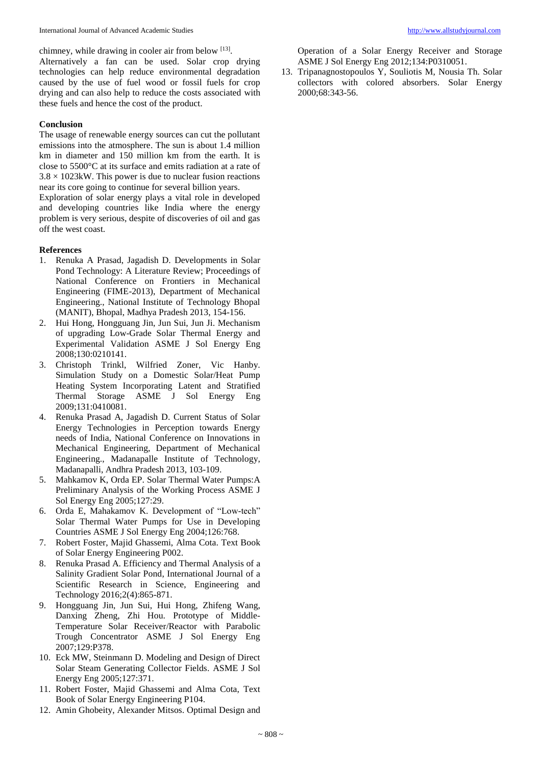chimney, while drawing in cooler air from below [13]. Alternatively a fan can be used. Solar crop drying technologies can help reduce environmental degradation caused by the use of fuel wood or fossil fuels for crop drying and can also help to reduce the costs associated with these fuels and hence the cost of the product.

**Conclusion**

The usage of renewable energy sources can cut the pollutant emissions into the atmosphere. The sun is about 1.4 million km in diameter and 150 million km from the earth. It is close to 5500°C at its surface and emits radiation at a rate of $3.8 \times 1023$kW. This power is due to nuclear fusion reactions near its core going to continue for several billion years.

Exploration of solar energy plays a vital role in developed and developing countries like India where the energy problem is very serious, despite of discoveries of oil and gas off the west coast.

**References**

1. Renuka A Prasad, Jagadish D. Developments in Solar Pond Technology: A Literature Review; Proceedings of National Conference on Frontiers in Mechanical Engineering (FIME-2013), Department of Mechanical Engineering., National Institute of Technology Bhopal (MANIT), Bhopal, Madhya Pradesh 2013, 154-156.
2. Hui Hong, Hongguang Jin, Jun Sui, Jun Ji. Mechanism of upgrading Low-Grade Solar Thermal Energy and Experimental Validation ASME J Sol Energy Eng 2008;130:0210141.
3. Christoph Trinkl, Wilfried Zoner, Vic Hanby. Simulation Study on a Domestic Solar/Heat Pump Heating System Incorporating Latent and Stratified Thermal Storage ASME J Sol Energy Eng 2009;131:0410081.
4. Renuka Prasad A, Jagadish D. Current Status of Solar Energy Technologies in Perception towards Energy needs of India, National Conference on Innovations in Mechanical Engineering, Department of Mechanical Engineering., Madanapalle Institute of Technology, Madanapalli, Andhra Pradesh 2013, 103-109.
5. Mahkamov K, Orda EP. Solar Thermal Water Pumps:A Preliminary Analysis of the Working Process ASME J Sol Energy Eng 2005;127:29.
6. Orda E, Mahakamov K. Development of "Low-tech" Solar Thermal Water Pumps for Use in Developing Countries ASME J Sol Energy Eng 2004;126:768.
7. Robert Foster, Majid Ghassemi, Alma Cota. Text Book of Solar Energy Engineering P002.
8. Renuka Prasad A. Efficiency and Thermal Analysis of a Salinity Gradient Solar Pond, International Journal of a Scientific Research in Science, Engineering and Technology 2016;2(4):865-871.
9. Hongguang Jin, Jun Sui, Hui Hong, Zhifeng Wang, Danxing Zheng, Zhi Hou. Prototype of Middle-Temperature Solar Receiver/Reactor with Parabolic Trough Concentrator ASME J Sol Energy Eng 2007;129:P378.
10. Eck MW, Steinmann D. Modeling and Design of Direct Solar Steam Generating Collector Fields. ASME J Sol Energy Eng 2005;127:371.
11. Robert Foster, Majid Ghassemi and Alma Cota, Text Book of Solar Energy Engineering P104.
12. Amin Ghobeity, Alexander Mitsos. Optimal Design and Operation of a Solar Energy Receiver and Storage ASME J Sol Energy Eng 2012;134:P0310051.
13. Tripanagnostopoulos Y, Souliotis M, Nousia Th. Solar collectors with colored absorbers. Solar Energy 2000;68:343-56.